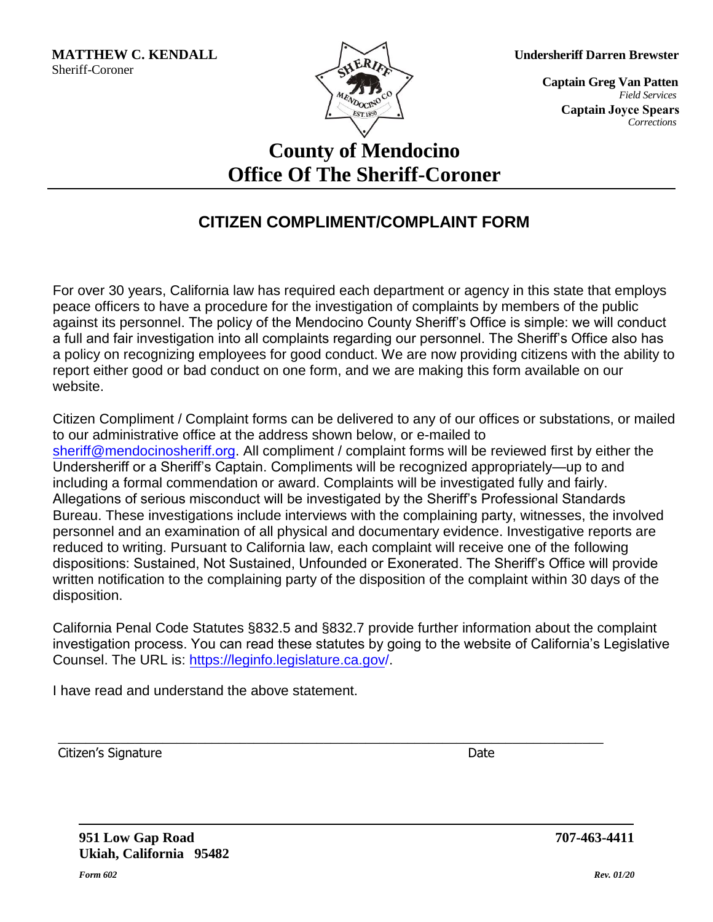**MATTHEW C. KENDALL**
Sheriff-Coroner

**Undersheriff Darren Brewster**

**Captain Greg Van Patten**
*Field Services*

**Captain Joyce Spears**
*Corrections*

# County of Mendocino
# Office Of The Sheriff-Coroner

## CITIZEN COMPLIMENT/COMPLAINT FORM

For over 30 years, California law has required each department or agency in this state that employs peace officers to have a procedure for the investigation of complaints by members of the public against its personnel. The policy of the Mendocino County Sheriff's Office is simple: we will conduct a full and fair investigation into all complaints regarding our personnel. The Sheriff's Office also has a policy on recognizing employees for good conduct. We are now providing citizens with the ability to report either good or bad conduct on one form, and we are making this form available on our website.

Citizen Compliment / Complaint forms can be delivered to any of our offices or substations, or mailed to our administrative office at the address shown below, or e-mailed to sheriff@mendocinosheriff.org. All compliment / complaint forms will be reviewed first by either the Undersheriff or a Sheriff's Captain. Compliments will be recognized appropriately—up to and including a formal commendation or award. Complaints will be investigated fully and fairly. Allegations of serious misconduct will be investigated by the Sheriff's Professional Standards Bureau. These investigations include interviews with the complaining party, witnesses, the involved personnel and an examination of all physical and documentary evidence. Investigative reports are reduced to writing. Pursuant to California law, each complaint will receive one of the following dispositions: Sustained, Not Sustained, Unfounded or Exonerated. The Sheriff's Office will provide written notification to the complaining party of the disposition of the complaint within 30 days of the disposition.

California Penal Code Statutes §832.5 and §832.7 provide further information about the complaint investigation process. You can read these statutes by going to the website of California's Legislative Counsel. The URL is: https://leginfo.legislature.ca.gov/.

I have read and understand the above statement.

\_\_\_\_\_\_\_\_\_\_\_\_\_\_\_\_\_\_\_\_\_\_\_\_\_\_\_\_\_\_\_\_\_\_\_\_\_\_\_\_\_\_\_\_\_\_\_\_\_\_\_\_\_\_\_\_\_\_\_\_\_\_\_\_\_\_\_\_\_\_

Citizen's Signature                                                                                    Date

**951 Low Gap Road**
**Ukiah, California 95482**

**707-463-4411**

*Form 602*                                                                                    *Rev. 01/20*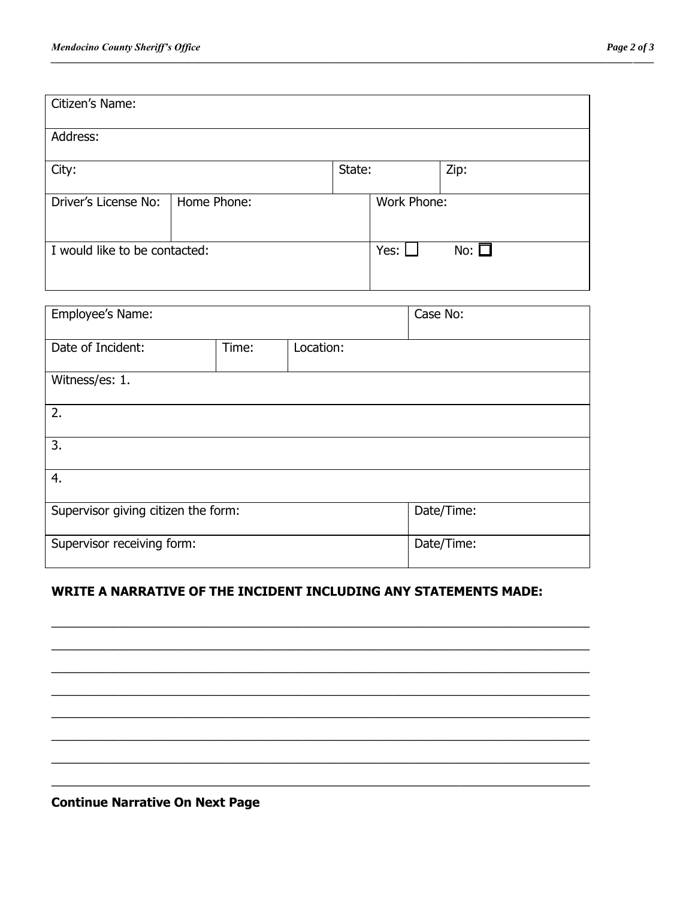| Citizen's Name: | | | | |
|---|---|---|---|---|
| Address: | | | | |
| City: | | | State: | Zip: |
| Driver's License No: | Home Phone: | | Work Phone: | |
| I would like to be contacted: | | | Yes: ☐ | No: ☐ |

| Employee's Name: | | | Case No: |
|---|---|---|---|
| Date of Incident: | Time: | Location: | |
| Witness/es: 1. | | | |
| 2. | | | |
| 3. | | | |
| 4. | | | |
| Supervisor giving citizen the form: | | | Date/Time: |
| Supervisor receiving form: | | | Date/Time: |

**WRITE A NARRATIVE OF THE INCIDENT INCLUDING ANY STATEMENTS MADE:**

______________________________________________________________________________

______________________________________________________________________________

______________________________________________________________________________

______________________________________________________________________________

______________________________________________________________________________

______________________________________________________________________________

______________________________________________________________________________

______________________________________________________________________________

**Continue Narrative On Next Page**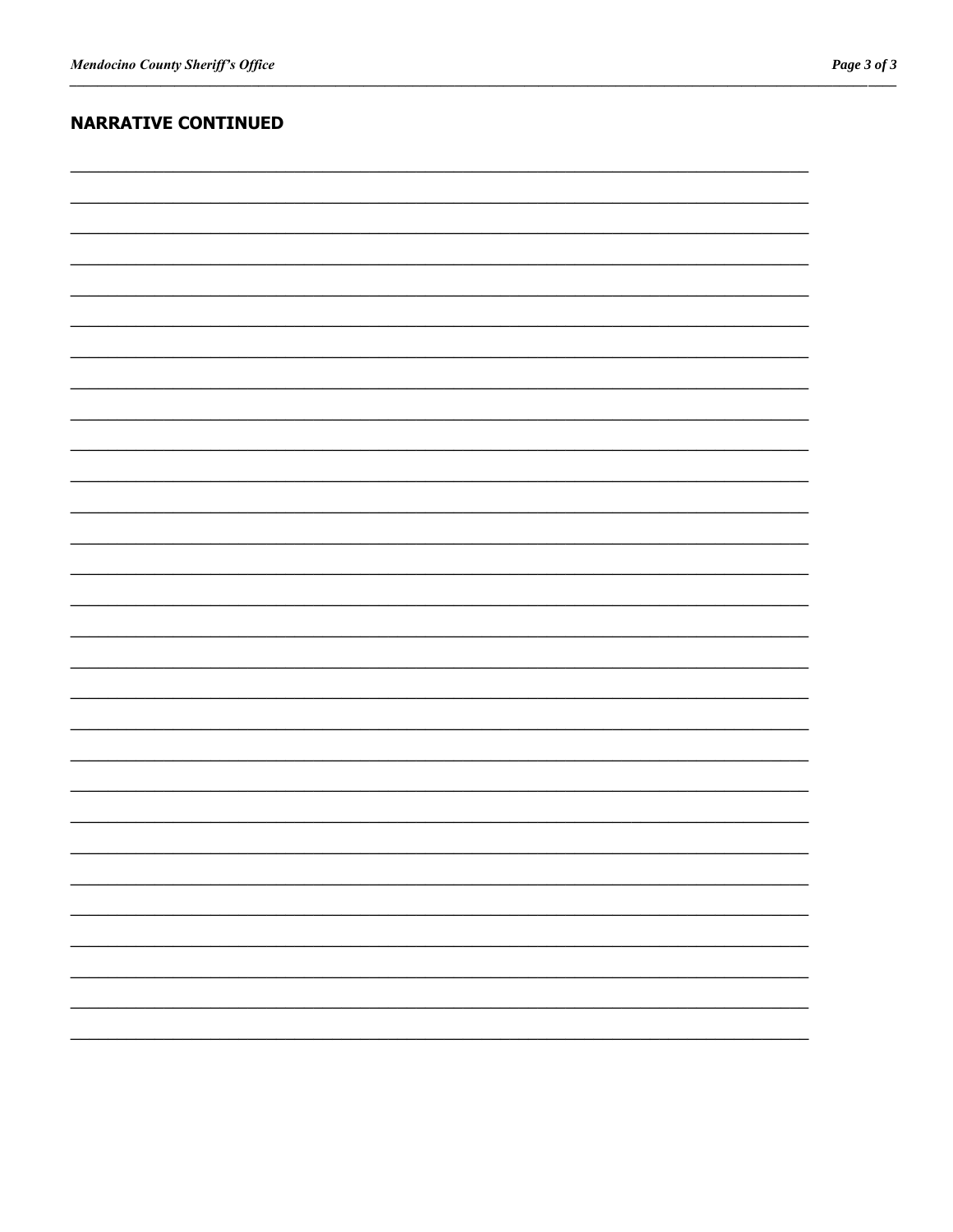## NARRATIVE CONTINUED